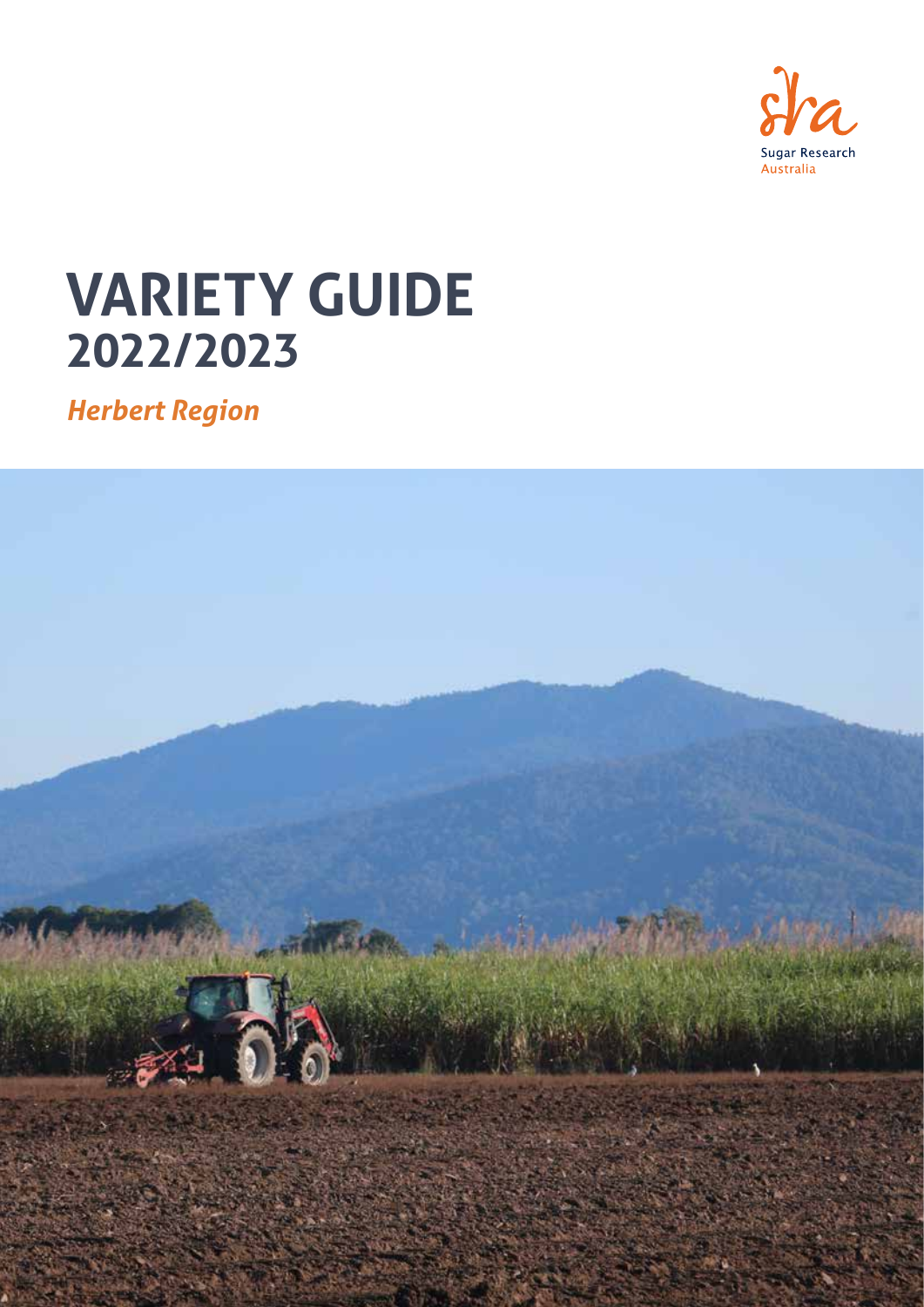Sugar Research Australia

# VARIETY GUIDE
## 2022/2023

*Herbert Region*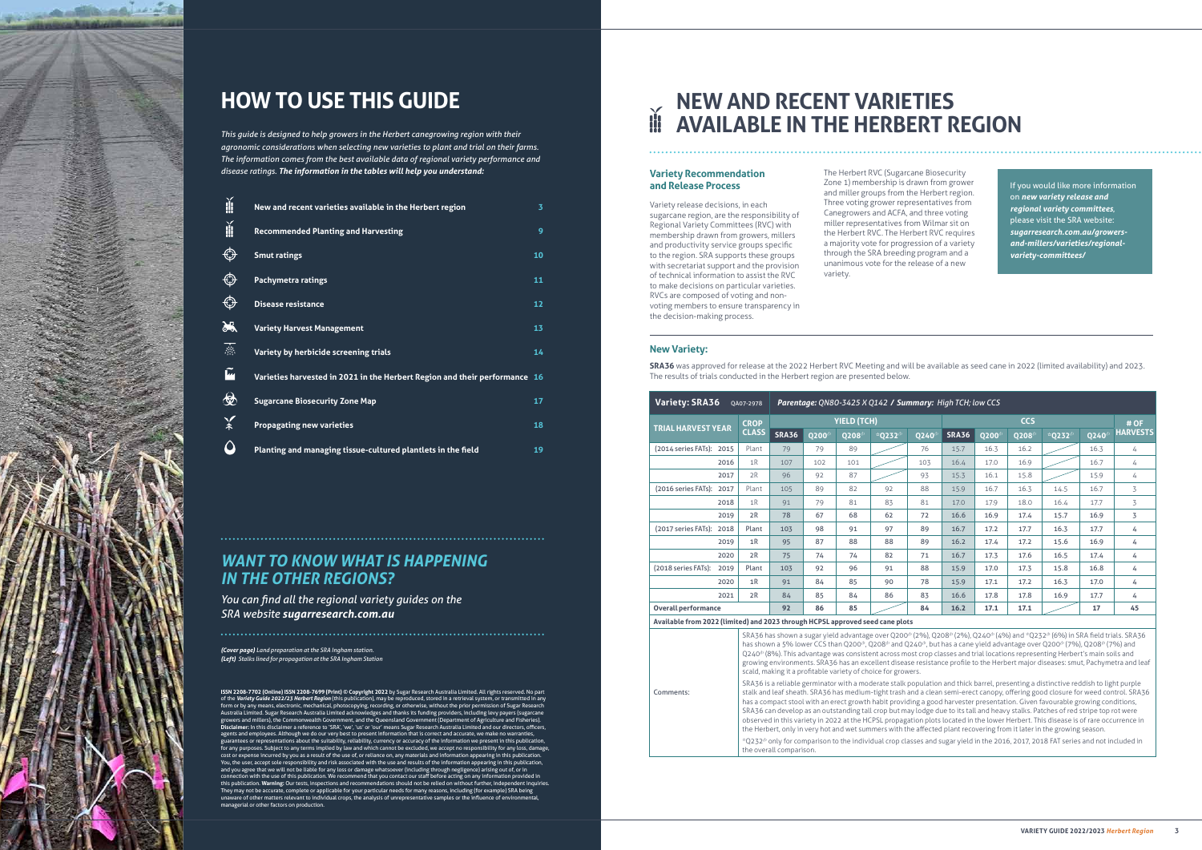# HOW TO USE THIS GUIDE

*This guide is designed to help growers in the Herbert canegrowing region with their agronomic considerations when selecting new varieties to plant and trial on their farms. The information comes from the best available data of regional variety performance and disease ratings.* ***The information in the tables will help you understand:***

| | |
|---|---|
| **New and recent varieties available in the Herbert region** | 3 |
| **Recommended Planting and Harvesting** | 9 |
| **Smut ratings** | 10 |
| **Pachymetra ratings** | 11 |
| **Disease resistance** | 12 |
| **Variety Harvest Management** | 13 |
| **Variety by herbicide screening trials** | 14 |
| **Varieties harvested in 2021 in the Herbert Region and their performance** | 16 |
| **Sugarcane Biosecurity Zone Map** | 17 |
| **Propagating new varieties** | 18 |
| **Planting and managing tissue-cultured plantlets in the field** | 19 |

## *WANT TO KNOW WHAT IS HAPPENING IN THE OTHER REGIONS?*

*You can find all the regional variety guides on the SRA website* ***sugarresearch.com.au***

***(Cover page)*** *Land preparation at the SRA Ingham station.*
***(Left)*** *Stalks lined for propagation at the SRA Ingham Station*

**ISSN 2208-7702 (Online) ISSN 2208-7699 (Print) © Copyright 2022** by Sugar Research Australia Limited. All rights reserved. No part of the ***Variety Guide 2022/23 Herbert Region*** (this publication), may be reproduced, stored in a retrieval system, or transmitted in any form or by any means, electronic, mechanical, photocopying, recording, or otherwise, without the prior permission of Sugar Research Australia Limited. Sugar Research Australia Limited acknowledges and thanks its funding providers, including levy payers (sugarcane growers and millers), the Commonwealth Government, and the Queensland Government (Department of Agriculture and Fisheries). **Disclaimer:** In this disclaimer a reference to 'SRA', 'we', 'us' or 'our' means Sugar Research Australia Limited and our directors, officers, agents and employees. Although we do our very best to present information that is correct and accurate, we make no warranties, guarantees or representations about the suitability, reliability, currency or accuracy of the information we present in this publication, for any purposes. Subject to any terms implied by law and which cannot be excluded, we accept no responsibility for any loss, damage, cost or expense incurred by you as a result of the use of, or reliance on, any materials and information appearing in this publication. You, the user, accept sole responsibility and risk associated with the use and results of the information appearing in this publication, and you agree that we will not be liable for any loss or damage whatsoever (including through negligence) arising out of, or in connection with the use of this publication. We recommend that you contact our staff before acting on any information provided in this publication. **Warning:** Our tests, inspections and recommendations should not be relied on without further, independent inquiries. They may not be accurate, complete or applicable for your particular needs for many reasons, including (for example) SRA being unaware of other matters relevant to individual crops, the analysis of unrepresentative samples or the influence of environmental, managerial or other factors on production.

# NEW AND RECENT VARIETIES AVAILABLE IN THE HERBERT REGION

### Variety Recommendation and Release Process

Variety release decisions, in each sugarcane region, are the responsibility of Regional Variety Committees (RVC) with membership drawn from growers, millers and productivity service groups specific to the region. SRA supports these groups with secretariat support and the provision of technical information to assist the RVC to make decisions on particular varieties. RVCs are composed of voting and non-voting members to ensure transparency in the decision-making process.

The Herbert RVC (Sugarcane Biosecurity Zone 1) membership is drawn from grower and miller groups from the Herbert region. Three voting grower representatives from Canegrowers and ACFA, and three voting miller representatives from Wilmar sit on the Herbert RVC. The Herbert RVC requires a majority vote for progression of a variety through the SRA breeding program and a unanimous vote for the release of a new variety.

If you would like more information on ***new variety release and regional variety committees***, please visit the SRA website: ***sugarresearch.com.au/growers-and-millers/varieties/regional-variety-committees/***

### New Variety:

**SRA36** was approved for release at the 2022 Herbert RVC Meeting and will be available as seed cane in 2022 (limited availability) and 2023. The results of trials conducted in the Herbert region are presented below.

| **Variety: SRA36** QA07-2978 | | ***Parentage: QN80-3425 X Q142 / Summary: High TCH; low CCS*** | | | | | | | | | | |
|---|---|---|---|---|---|---|---|---|---|---|---|---|
| **TRIAL HARVEST YEAR** | **CROP CLASS** | **YIELD (TCH)** | | | | | **CCS** | | | | | **# OF HARVESTS** |
| | | **SRA36** | **Q200⁽ᴬ⁾** | **Q208⁽ᴬ⁾** | **\*Q232⁽ᴬ⁾** | **Q240⁽ᴬ⁾** | **SRA36** | **Q200⁽ᴬ⁾** | **Q208⁽ᴬ⁾** | **\*Q232⁽ᴬ⁾** | **Q240⁽ᴬ⁾** | |
| (2014 series FATs): 2015 | Plant | 79 | 79 | 89 | | 76 | 15.7 | 16.3 | 16.2 | | 16.3 | 4 |
| 2016 | 1R | 107 | 102 | 101 | | 103 | 16.4 | 17.0 | 16.9 | | 16.7 | 4 |
| 2017 | 2R | 96 | 92 | 87 | | 93 | 15.3 | 16.1 | 15.8 | | 15.9 | 4 |
| (2016 series FATs): 2017 | Plant | 105 | 89 | 82 | 92 | 88 | 15.9 | 16.7 | 16.3 | 14.5 | 16.7 | 3 |
| 2018 | 1R | 91 | 79 | 81 | 83 | 81 | 17.0 | 17.9 | 18.0 | 16.4 | 17.7 | 3 |
| 2019 | 2R | 78 | 67 | 68 | 62 | 72 | 16.6 | 16.9 | 17.4 | 15.7 | 16.9 | 3 |
| (2017 series FATs): 2018 | Plant | 103 | 98 | 91 | 97 | 89 | 16.7 | 17.2 | 17.7 | 16.3 | 17.7 | 4 |
| 2019 | 1R | 95 | 87 | 88 | 88 | 89 | 16.2 | 17.4 | 17.2 | 15.6 | 16.9 | 4 |
| 2020 | 2R | 75 | 74 | 74 | 82 | 71 | 16.7 | 17.3 | 17.6 | 16.5 | 17.4 | 4 |
| (2018 series FATs): 2019 | Plant | 103 | 92 | 96 | 91 | 88 | 15.9 | 17.0 | 17.3 | 15.8 | 16.8 | 4 |
| 2020 | 1R | 91 | 84 | 85 | 90 | 78 | 15.9 | 17.1 | 17.2 | 16.3 | 17.0 | 4 |
| 2021 | 2R | 84 | 85 | 84 | 86 | 83 | 16.6 | 17.8 | 17.8 | 16.9 | 17.7 | 4 |
| **Overall performance** | | **92** | **86** | **85** | | **84** | **16.2** | **17.1** | **17.1** | | **17** | **45** |
| **Available from 2022 (limited) and 2023 through HCPSL approved seed cane plots** | | | | | | | | | | | | |
| Comments: | SRA36 has shown a sugar yield advantage over Q200⁽ᴬ⁾ (2%), Q208⁽ᴬ⁾ (2%), Q240⁽ᴬ⁾ (4%) and \*Q232⁽ᴬ⁾ (6%) in SRA field trials. SRA36 has shown a 5% lower CCS than Q200⁽ᴬ⁾, Q208⁽ᴬ⁾ and Q240⁽ᴬ⁾, but has a cane yield advantage over Q200⁽ᴬ⁾ (7%), Q208⁽ᴬ⁾ (7%) and Q240⁽ᴬ⁾ (8%). This advantage was consistent across most crop classes and trial locations representing Herbert's main soils and growing environments. SRA36 has an excellent disease resistance profile to the Herbert major diseases: smut, Pachymetra and leaf scald, making it a profitable variety of choice for growers. SRA36 is a reliable germinator with a moderate stalk population and thick barrel, presenting a distinctive reddish to light purple stalk and leaf sheath. SRA36 has medium-tight trash and a clean semi-erect canopy, offering good closure for weed control. SRA36 has a compact stool with an erect growth habit providing a good harvester presentation. Given favourable growing conditions, SRA36 can develop as an outstanding tall crop but may lodge due to its tall and heavy stalks. Patches of red stripe top rot were observed in this variety in 2022 at the HCPSL propagation plots located in the lower Herbert. This disease is of rare occurrence in the Herbert, only in very hot and wet summers with the affected plant recovering from it later in the growing season. \*Q232⁽ᴬ⁾ only for comparison to the individual crop classes and sugar yield in the 2016, 2017, 2018 FAT series and not included in the overall comparison. | | | | | | | | | | | |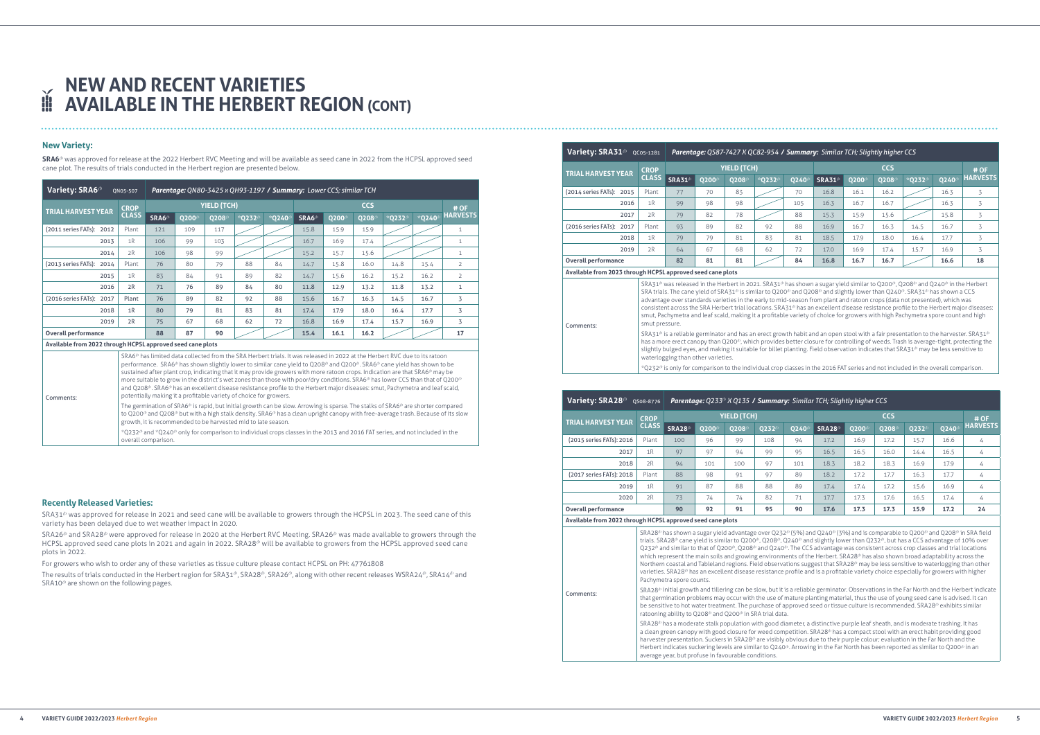# NEW AND RECENT VARIETIES AVAILABLE IN THE HERBERT REGION (CONT)

## New Variety:

**SRA6**<sup>⊕</sup> was approved for release at the 2022 Herbert RVC Meeting and will be available as seed cane in 2022 from the HCPSL approved seed cane plot. The results of trials conducted in the Herbert region are presented below.

| **Variety: SRA6⊕** QN05-507 | | *Parentage: QN80-3425 x QH93-1197 / Summary: Lower CCS; similar TCH* | | | | | | | | | | |
|---|---|---|---|---|---|---|---|---|---|---|---|---|
| **TRIAL HARVEST YEAR** | **CROP CLASS** | **YIELD (TCH)** | | | | | **CCS** | | | | | **# OF HARVESTS** |
| | | **SRA6⊕** | **Q200⊕** | **Q208⊕** | *Q232⊕ | *Q240⊕ | **SRA6⊕** | **Q200⊕** | **Q208⊕** | *Q232⊕ | *Q240⊕ | |
| (2011 series FATs): 2012 | Plant | 121 | 109 | 117 | | | 15.8 | 15.9 | 15.9 | | | 1 |
| 2013 | 1R | 106 | 99 | 103 | | | 16.7 | 16.9 | 17.4 | | | 1 |
| 2014 | 2R | 106 | 98 | 99 | | | 15.2 | 15.7 | 15.6 | | | 1 |
| (2013 series FATs): 2014 | Plant | 76 | 80 | 79 | 88 | 84 | 14.7 | 15.8 | 16.0 | 14.8 | 15.4 | 2 |
| 2015 | 1R | 83 | 84 | 91 | 89 | 82 | 14.7 | 15.6 | 16.2 | 15.2 | 16.2 | 2 |
| 2016 | 2R | 71 | 76 | 89 | 84 | 80 | 11.8 | 12.9 | 13.2 | 11.8 | 13.2 | 1 |
| (2016 series FATs): 2017 | Plant | 76 | 89 | 82 | 92 | 88 | 15.6 | 16.7 | 16.3 | 14.5 | 16.7 | 3 |
| 2018 | 1R | 80 | 79 | 81 | 83 | 81 | 17.4 | 17.9 | 18.0 | 16.4 | 17.7 | 3 |
| 2019 | 2R | 75 | 67 | 68 | 62 | 72 | 16.8 | 16.9 | 17.4 | 15.7 | 16.9 | 3 |
| **Overall performance** | | **88** | **87** | **90** | | | **15.4** | **16.1** | **16.2** | | | **17** |
| **Available from 2022 through HCPSL approved seed cane plots** | | | | | | | | | | | | |

**Comments:**

SRA6⊕ has limited data collected from the SRA Herbert trials. It was released in 2022 at the Herbert RVC due to its ratoon performance. SRA6⊕ has shown slightly lower to similar cane yield to Q208⊕ and Q200⊕. SRA6⊕ cane yield has shown to be sustained after plant crop, indicating that it may provide growers with more ratoon crops. Indication are that SRA6⊕ may be more suitable to grow in the district's wet zones than those with poor/dry conditions. SRA6⊕ has lower CCS than that of Q200⊕ and Q208⊕. SRA6⊕ has an excellent disease resistance profile to the Herbert major diseases: smut, Pachymetra and leaf scald, potentially making it a profitable variety of choice for growers.

The germination of SRA6⊕ is rapid, but initial growth can be slow. Arrowing is sparse. The stalks of SRA6⊕ are shorter compared to Q200⊕ and Q208⊕ but with a high stalk density. SRA6⊕ has a clean upright canopy with free-average trash. Because of its slow growth, it is recommended to be harvested mid to late season.

*Q232⊕ and *Q240⊕ only for comparison to individual crops classes in the 2013 and 2016 FAT series, and not included in the overall comparison.

## Recently Released Varieties:

SRA31⊕ was approved for release in 2021 and seed cane will be available to growers through the HCPSL in 2023. The seed cane of this variety has been delayed due to wet weather impact in 2020.

SRA26⊕ and SRA28⊕ were approved for release in 2020 at the Herbert RVC Meeting. SRA26⊕ was made available to growers through the HCPSL approved seed cane plots in 2021 and again in 2022. SRA28⊕ will be available to growers from the HCPSL approved seed cane plots in 2022.

For growers who wish to order any of these varieties as tissue culture please contact HCPSL on PH: 47761808

The results of trials conducted in the Herbert region for SRA31⊕, SRA28⊕, SRA26⊕, along with other recent releases WSRA24⊕, SRA14⊕ and SRA10⊕ are shown on the following pages.

| **Variety: SRA31⊕** QC05-1281 | | *Parentage: QS87-7427 X QC82-954 / Summary: Similar TCH; Slightly higher CCS* | | | | | | | | | | |
|---|---|---|---|---|---|---|---|---|---|---|---|---|
| **TRIAL HARVEST YEAR** | **CROP CLASS** | **YIELD (TCH)** | | | | | **CCS** | | | | | **# OF HARVESTS** |
| | | **SRA31⊕** | **Q200⊕** | **Q208⊕** | *Q232⊕ | **Q240⊕** | **SRA31⊕** | **Q200⊕** | **Q208⊕** | *Q232⊕ | **Q240⊕** | |
| (2014 series FATs): 2015 | Plant | 77 | 70 | 83 | | 70 | 16.8 | 16.1 | 16.2 | | 16.3 | 3 |
| 2016 | 1R | 99 | 98 | 98 | | 105 | 16.3 | 16.7 | 16.7 | | 16.3 | 3 |
| 2017 | 2R | 79 | 82 | 78 | | 88 | 15.3 | 15.9 | 15.6 | | 15.8 | 3 |
| (2016 series FATs): 2017 | Plant | 93 | 89 | 82 | 92 | 88 | 16.9 | 16.7 | 16.3 | 14.5 | 16.7 | 3 |
| 2018 | 1R | 79 | 79 | 81 | 83 | 81 | 18.5 | 17.9 | 18.0 | 16.4 | 17.7 | 3 |
| 2019 | 2R | 64 | 67 | 68 | 62 | 72 | 17.0 | 16.9 | 17.4 | 15.7 | 16.9 | 3 |
| **Overall performance** | | **82** | **81** | **81** | | **84** | **16.8** | **16.7** | **16.7** | | **16.6** | **18** |
| **Available from 2023 through HCPSL approved seed cane plots** | | | | | | | | | | | | |

**Comments:**

SRA31⊕ was released in the Herbert in 2021. SRA31⊕ has shown a sugar yield similar to Q200⊕, Q208⊕ and Q240⊕ in the Herbert SRA trials. The cane yield of SRA31⊕ is similar to Q200⊕ and Q208⊕ and slightly lower than Q240⊕. SRA31⊕ has shown a CCS advantage over standards varieties in the early to mid-season from plant and ratoon crops (data not presented), which was consistent across the SRA Herbert trial locations. SRA31⊕ has an excellent disease resistance profile to the Herbert major diseases: smut, Pachymetra and leaf scald, making it a profitable variety of choice for growers with high Pachymetra spore count and high smut pressure.

SRA31⊕ is a reliable germinator and has an erect growth habit and an open stool with a fair presentation to the harvester. SRA31⊕ has a more erect canopy than Q200⊕, which provides better closure for controlling of weeds. Trash is average-tight, protecting the slightly bulged eyes, and making it suitable for billet planting. Field observation indicates that SRA31⊕ may be less sensitive to waterlogging than other varieties.

*Q232⊕ is only for comparison to the individual crop classes in the 2016 FAT series and not included in the overall comparison.

| **Variety: SRA28⊕** QS08-8776 | | *Parentage: Q233⊕ X Q135 / Summary: Similar TCH; Slightly higher CCS* | | | | | | | | | | |
|---|---|---|---|---|---|---|---|---|---|---|---|---|
| **TRIAL HARVEST YEAR** | **CROP CLASS** | **YIELD (TCH)** | | | | | **CCS** | | | | | **# OF HARVESTS** |
| | | **SRA28⊕** | **Q200⊕** | **Q208⊕** | **Q232⊕** | **Q240⊕** | **SRA28⊕** | **Q200⊕** | **Q208⊕** | **Q232⊕** | **Q240⊕** | |
| (2015 series FATs): 2016 | Plant | 100 | 96 | 99 | 108 | 94 | 17.2 | 16.9 | 17.2 | 15.7 | 16.6 | 4 |
| 2017 | 1R | 97 | 97 | 94 | 99 | 95 | 16.5 | 16.5 | 16.0 | 14.4 | 16.5 | 4 |
| 2018 | 2R | 94 | 101 | 100 | 97 | 101 | 18.3 | 18.2 | 18.3 | 16.9 | 17.9 | 4 |
| (2017 series FATs): 2018 | Plant | 88 | 98 | 91 | 97 | 89 | 18.2 | 17.2 | 17.7 | 16.3 | 17.7 | 4 |
| 2019 | 1R | 91 | 87 | 88 | 88 | 89 | 17.4 | 17.4 | 17.2 | 15.6 | 16.9 | 4 |
| 2020 | 2R | 73 | 74 | 74 | 82 | 71 | 17.7 | 17.3 | 17.6 | 16.5 | 17.4 | 4 |
| **Overall performance** | | **90** | **92** | **91** | **95** | **90** | **17.6** | **17.3** | **17.3** | **15.9** | **17.2** | **24** |
| **Available from 2022 through HCPSL approved seed cane plots** | | | | | | | | | | | | |

**Comments:**

SRA28⊕ has shown a sugar yield advantage over Q232⊕ (5%) and Q240⊕ (3%) and is comparable to Q200⊕ and Q208⊕ in SRA field trials. SRA28⊕ cane yield is similar to Q200⊕, Q208⊕, Q240⊕ and slightly lower than Q232⊕, but has a CCS advantage of 10% over Q232⊕ and similar to that of Q200⊕, Q208⊕ and Q240⊕. The CCS advantage was consistent across crop classes and trial locations which represent the main soils and growing environments of the Herbert. SRA28⊕ has also shown broad adaptability across the Northern coastal and Tableland regions. Field observations suggest that SRA28⊕ may be less sensitive to waterlogging than other varieties. SRA28⊕ has an excellent disease resistance profile and is a profitable variety choice especially for growers with higher Pachymetra spore counts.

SRA28⊕ initial growth and tillering can be slow, but it is a reliable germinator. Observations in the Far North and the Herbert indicate that germination problems may occur with the use of mature planting material, thus the use of young seed cane is advised. It can be sensitive to hot water treatment. The purchase of approved seed or tissue culture is recommended. SRA28⊕ exhibits similar ratooning ability to Q208⊕ and Q200⊕ in SRA trial data.

SRA28⊕ has a moderate stalk population with good diameter, a distinctive purple leaf sheath, and is moderate trashing. It has a clean green canopy with good closure for weed competition. SRA28⊕ has a compact stool with an erect habit providing good harvester presentation. Suckers in SRA28⊕ are visibly obvious due to their purple colour; evaluation in the Far North and the Herbert indicates suckering levels are similar to Q240⊕. Arrowing in the Far North has been reported as similar to Q200⊕ in an average year, but profuse in favourable conditions.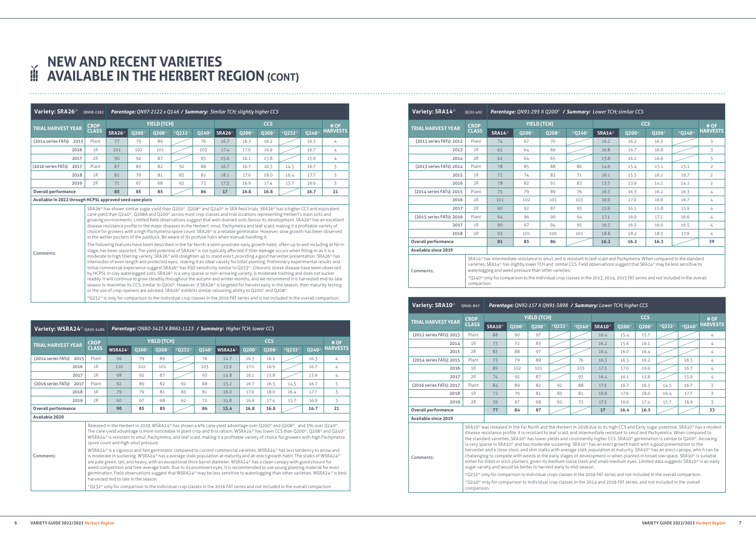# NEW AND RECENT VARIETIES AVAILABLE IN THE HERBERT REGION (CONT)

| Variety: SRA26⁽ᴾ⁾ QN08-2282 | | *Parentage: QN97-2122 x Q146 / Summary: Similar TCH; slightly higher CCS* | | | | | | | | | | |
|---|---|---|---|---|---|---|---|---|---|---|---|---|
| **TRIAL HARVEST YEAR** | **CROP CLASS** | **YIELD (TCH)** | | | | | **CCS** | | | | | **# OF HARVESTS** |
| | | **SRA26** | **Q200** | **Q208** | ***Q232** | **Q240** | **SRA26** | **Q200** | **Q208** | ***Q232** | **Q240** | |
| (2014 series FATs): 2015 | Plant | 77 | 79 | 89 | | 76 | 16.7 | 16.3 | 16.2 | | 16.3 | 4 |
| 2016 | 1R | 101 | 102 | 101 | | 103 | 17.4 | 17.0 | 16.9 | | 16.7 | 4 |
| 2017 | 2R | 90 | 92 | 87 | | 93 | 15.6 | 16.1 | 15.8 | | 15.9 | 4 |
| (2016 series FATs): 2017 | Plant | 87 | 89 | 82 | 92 | 88 | 16.7 | 16.7 | 16.3 | 14.5 | 16.7 | 3 |
| 2018 | 1R | 81 | 79 | 81 | 83 | 81 | 18.1 | 17.9 | 18.0 | 16.4 | 17.7 | 3 |
| 2019 | 2R | 71 | 67 | 68 | 62 | 72 | 17.3 | 16.9 | 17.4 | 15.7 | 16.9 | 3 |
| **Overall performance** | | **85** | **85** | **85** | | **86** | **17** | **16.8** | **16.8** | | **16.7** | **21** |

**Available in 2022 through HCPSL approved seed cane plots**

Comments:

SRA26 has shown similar sugar yield than Q200, Q208 and Q240 in SRA field trials. SRA26 has a higher CCS and equivalent cane yield than Q240, Q208A and Q200 across most crop classes and trial locations representing Herbert's main soils and growing environments. Limited field observations suggest that well-drained soils favour its development. SRA26 has an excellent disease resistance profile to the major diseases in the Herbert: smut, Pachymetra and leaf scald, making it a profitable variety of choice for growers with a high Pachymetra spore count. SRA26 is a reliable germinator. However, slow growth has been observed in the wetter pockets of the paddock. Be aware of its profuse hairs when manual handling it.

The following features have been described in the Far North: a semi-prostrate early growth habit, often up to and including at fill-in stage, has been reported. The yield potential of SRA26 is not typically affected if tiller damage occurs when filling-in as it is a moderate to high tillering variety. SRA26 will straighten up to stand erect, providing a good harvester presentation. SRA26 has internodes of even length and protected eyes, making it an ideal variety for billet planting. Preliminary experimental results and initial commercial experience suggest SRA26 has RSD sensitivity similar to Q253. Chlorotic streak disease have been observed by HCPSL in clay waterlogged soils. SRA26 is a very sparse or non-arrowing variety, is moderate trashing and does not sucker readily. It will continue to grow steadily throughout the autumn and winter months, and we recommend it is harvested mid-to-late season to maximise its CCS, similar to Q200. However, if SRA26 is targeted for harvest early in the season, then maturity testing or the use of crop ripeners are advised. SRA26 exhibits similar ratooning ability to Q200 and Q208.

*Q232 is only for comparison to the individual crop classes in the 2016 FAT series and is not included in the overall comparison.

| Variety: WSRA24⁽ᴾ⁾ QA05-2486 | | *Parentage: QN80-3425 X BN61-1123 / Summary: Higher TCH; lower CCS* | | | | | | | | | | |
|---|---|---|---|---|---|---|---|---|---|---|---|---|
| **TRIAL HARVEST YEAR** | **CROP CLASS** | **YIELD (TCH)** | | | | | **CCS** | | | | | **# OF HARVESTS** |
| | | **WSRA24** | **Q200** | **Q208** | ***Q232** | **Q240** | **WSRA24** | **Q200** | **Q208** | ***Q232** | **Q240** | |
| (2014 series FATs): 2015 | Plant | 96 | 79 | 89 | | 76 | 14.7 | 16.3 | 16.2 | | 16.3 | 4 |
| 2016 | 1R | 116 | 102 | 101 | | 103 | 15.9 | 17.0 | 16.9 | | 16.7 | 4 |
| 2017 | 2R | 98 | 92 | 87 | | 93 | 14.8 | 16.1 | 15.8 | | 15.9 | 4 |
| (2016 series FATs): 2017 | Plant | 92 | 89 | 82 | 92 | 88 | 15.2 | 16.7 | 16.3 | 14.5 | 16.7 | 3 |
| 2018 | 1R | 79 | 79 | 81 | 83 | 81 | 16.0 | 17.9 | 18.0 | 16.4 | 17.7 | 3 |
| 2019 | 2R | 60 | 67 | 68 | 62 | 72 | 15.8 | 16.9 | 17.4 | 15.7 | 16.9 | 3 |
| **Overall performance** | | **90** | **85** | **85** | | **86** | **15.4** | **16.8** | **16.8** | | **16.7** | **21** |

**Available 2020**

Comments:

Released in the Herbert in 2019, WSRA24 has shown a 6% cane yield advantage over Q200 and Q208, and 5% over Q240. The cane yield advantage is more noticeable in plant crop and first ratoon. WSRA24 has lower CCS than Q200, Q208 and Q240. WSRA24 is resistant to smut, Pachymetra, and leaf scald, making it a profitable variety of choice for growers with high Pachymetra spore count and high smut pressure.

WSRA24 is a vigorous and fast germinator compared to current commercial varieties. WSRA24 has less tendency to arrow and is moderate in suckering. WSRA24 has a average stalk population at maturity and an erect growth habit. The stalks of WSRA24 are pale green, tall, and heavy, with an exceptional thick barrel diameter. WSRA24 has a clean canopy with good closure for weed competition and free-average trash. Due to its prominent eyes, it is recommended to use young planting material for even germination. Field observations suggest that WSRA24 may be less sensitive to waterlogging than other varieties. WSRA24 is best harvested mid to late in the season.

*Q232 only for comparison to the individual crop classes in the 2016 FAT series and is not included in the overall comparison.

| Variety: SRA14⁽ᴾ⁾ QC02-402 | | *Parentage: QN91-295 X Q200 / Summary: Lower TCH; similar CCS* | | | | | | | | |
|---|---|---|---|---|---|---|---|---|---|---|
| **TRIAL HARVEST YEAR** | **CROP CLASS** | **YIELD (TCH)** | | | | **CCS** | | | | **# OF HARVESTS** |
| | | **SRA14** | **Q200** | **Q208** | ***Q240** | **SRA14** | **Q200** | **Q208** | ***Q240** | |
| (2011 series FATs): 2012 | Plant | 74 | 67 | 70 | | 16.2 | 16.2 | 16.3 | | 3 |
| 2013 | 1R | 65 | 64 | 66 | | 16.8 | 16.7 | 16.8 | | 3 |
| 2014 | 2R | 62 | 64 | 65 | | 15.8 | 16.2 | 16.6 | | 3 |
| (2013 series FATs): 2014 | Plant | 78 | 85 | 88 | 80 | 14.9 | 15.4 | 15.1 | 15.1 | 2 |
| 2015 | 1R | 72 | 74 | 83 | 71 | 16.1 | 15.5 | 16.2 | 16.7 | 2 |
| 2016 | 2R | 78 | 82 | 91 | 83 | 13.5 | 13.9 | 14.1 | 14.1 | 2 |
| (2014 series FATs): 2015 | Plant | 75 | 79 | 89 | 76 | 16.3 | 16.3 | 16.2 | 16.3 | 4 |
| 2016 | 1R | 101 | 102 | 101 | 103 | 16.9 | 17.0 | 16.9 | 16.7 | 4 |
| 2017 | 2R | 90 | 92 | 87 | 93 | 15.9 | 16.1 | 15.8 | 15.9 | 4 |
| (2015 series FATs): 2016 | Plant | 94 | 96 | 99 | 94 | 17.1 | 16.9 | 17.2 | 16.6 | 4 |
| 2017 | 1R | 90 | 97 | 94 | 95 | 16.5 | 16.5 | 16.0 | 16.5 | 4 |
| 2018 | 2R | 93 | 101 | 100 | 101 | 18.8 | 18.2 | 18.3 | 17.9 | 4 |
| **Overall performance** | | **81** | **83** | **86** | | **16.2** | **16.2** | **16.3** | | **39** |

**Available since 2019**

Comments:

SRA14 has intermediate resistance to smut, and is resistant to leaf scald and Pachymetra. When compared to the standard varieties, SRA14 has slightly lower TCH and similar CCS. Field observations suggest that SRA14 may be less sensitive to waterlogging and weed pressure than other varieties.

*Q240 only for comparison to the individual crop classes in the 2013, 2014, 2015 FAT series and not included in the overall comparison.

| Variety: SRA10⁽ᴾ⁾ QN06-807 | | *Parentage: QN92-157 X QN91-3898 / Summary: Lower TCH; higher CCS* | | | | | | | | | | | |
|---|---|---|---|---|---|---|---|---|---|---|---|---|---|
| **TRIAL HARVEST YEAR** | **CROP CLASS** | **YIELD (TCH)** | | | | | **CCS** | | | | | **# OF HARVESTS** |
| | | **SRA10** | **Q200** | **Q208** | ***Q232** | ***Q240** | **SRA10** | **Q200** | **Q208** | ***Q232** | ***Q240** | |
| (2012 series FATs): 2013 | Plant | 88 | 90 | 97 | | | 16.4 | 15.4 | 15.7 | | | 4 |
| 2014 | 1R | 73 | 72 | 83 | | | 16.2 | 15.6 | 16.1 | | | 4 |
| 2015 | 2R | 83 | 88 | 97 | | | 16.4 | 16.0 | 16.4 | | | 4 |
| (2014 series FATs): 2015 | Plant | 73 | 79 | 89 | | 76 | 16.3 | 16.3 | 16.2 | | 16.3 | 4 |
| 2016 | 1R | 89 | 102 | 101 | | 103 | 17.3 | 17.0 | 16.9 | | 16.7 | 4 |
| 2017 | 2R | 74 | 92 | 87 | | 93 | 16.4 | 16.1 | 15.8 | | 15.9 | 4 |
| (2016 series FATs): 2017 | Plant | 84 | 89 | 82 | 92 | 88 | 17.5 | 16.7 | 16.3 | 14.5 | 16.7 | 3 |
| 2018 | 1R | 72 | 79 | 81 | 83 | 81 | 18.8 | 17.9 | 18.0 | 16.4 | 17.7 | 3 |
| 2019 | 2R | 59 | 67 | 68 | 62 | 72 | 17.5 | 16.9 | 17.4 | 15.7 | 16.9 | 3 |
| **Overall performance** | | **77** | **84** | **87** | | | **17** | **16.4** | **16.5** | | | **33** |

**Available since 2019**

Comments:

SRA10 was released in the Far North and the Herbert in 2018 due to its high CCS and Early sugar potential. SRA10 has a modest disease resistance profile: it is resistant to leaf scald, and intermediate resistant to smut and Pachymetra. When compared to the standard varieties, SRA10 has lower yields and consistently higher CCS. SRA10 germination is similar to Q200. Arrowing is very sparse in SRA10 and has moderate suckering. SRA10 has an erect growth habit with a good presentation to the harvester and a close stool, and slim stalks with average stalk population at maturity. SRA10 has an erect canopy, which can be challenging to compete with weeds in the early stages of development or when planted in broad row space. SRA10 is suitable either for billet or stick planters, given its medium-loose trash and small-medium eyes. Limited data suggests SRA10 is an early sugar variety and would be better to harvest early to mid-season.

*Q232 only for comparison to individual crops classes in the 2016 FAT series and not included in the overall comparison.

*Q240 only for comparison to the individual crop classes in the 2014 and 2016 FAT series, and not included in the overall comparison.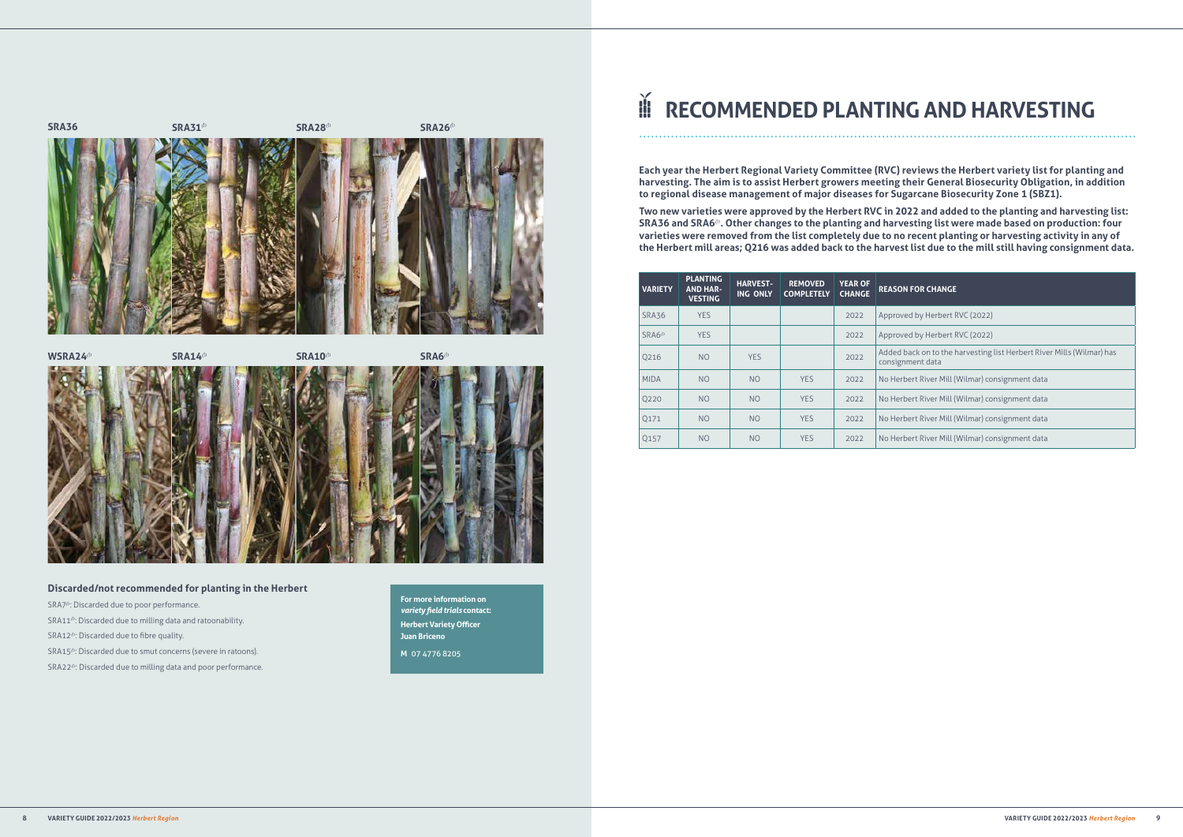SRA36 | SRA31[Ⓟ] | SRA28[Ⓟ] | SRA26[Ⓟ]

WSRA24[Ⓟ] | SRA14[Ⓟ] | SRA10[Ⓟ] | SRA6[Ⓟ]

### Discarded/not recommended for planting in the Herbert

SRA7[Ⓟ]: Discarded due to poor performance.

SRA11[Ⓟ]: Discarded due to milling data and ratoonability.

SRA12[Ⓟ]: Discarded due to fibre quality.

SRA15[Ⓟ]: Discarded due to smut concerns (severe in ratoons).

SRA22[Ⓟ]: Discarded due to milling data and poor performance.

**For more information on *variety field trials* contact:**

**Herbert Variety Officer**
**Juan Briceno**

**M** 07 4776 8205

# RECOMMENDED PLANTING AND HARVESTING

**Each year the Herbert Regional Variety Committee (RVC) reviews the Herbert variety list for planting and harvesting. The aim is to assist Herbert growers meeting their General Biosecurity Obligation, in addition to regional disease management of major diseases for Sugarcane Biosecurity Zone 1 (SBZ1).**

**Two new varieties were approved by the Herbert RVC in 2022 and added to the planting and harvesting list: SRA36 and SRA6[Ⓟ]. Other changes to the planting and harvesting list were made based on production: four varieties were removed from the list completely due to no recent planting or harvesting activity in any of the Herbert mill areas; Q216 was added back to the harvest list due to the mill still having consignment data.**

| VARIETY | PLANTING AND HARVESTING | HARVESTING ONLY | REMOVED COMPLETELY | YEAR OF CHANGE | REASON FOR CHANGE |
|---|---|---|---|---|---|
| SRA36 | YES | | | 2022 | Approved by Herbert RVC (2022) |
| SRA6[Ⓟ] | YES | | | 2022 | Approved by Herbert RVC (2022) |
| Q216 | NO | YES | | 2022 | Added back on to the harvesting list Herbert River Mills (Wilmar) has consignment data |
| MIDA | NO | NO | YES | 2022 | No Herbert River Mill (Wilmar) consignment data |
| Q220 | NO | NO | YES | 2022 | No Herbert River Mill (Wilmar) consignment data |
| Q171 | NO | NO | YES | 2022 | No Herbert River Mill (Wilmar) consignment data |
| Q157 | NO | NO | YES | 2022 | No Herbert River Mill (Wilmar) consignment data |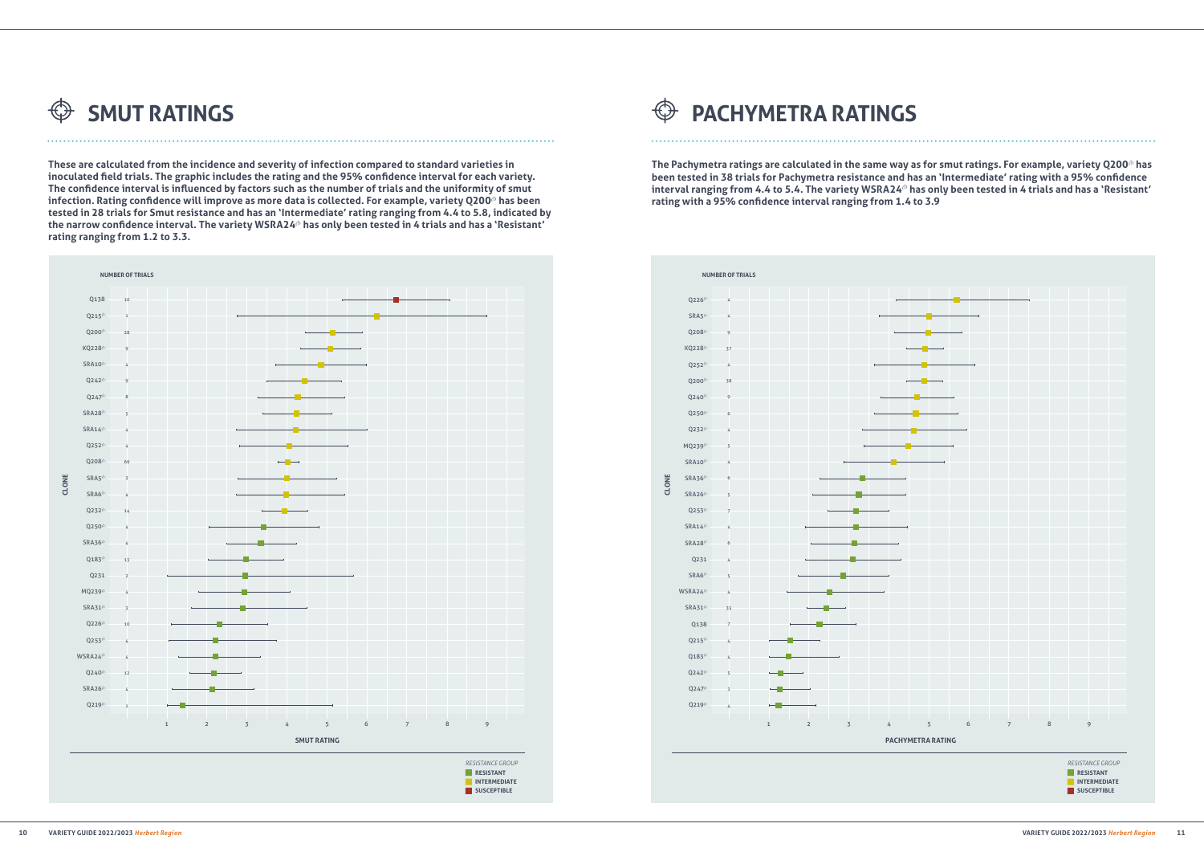# SMUT RATINGS

**These are calculated from the incidence and severity of infection compared to standard varieties in inoculated field trials. The graphic includes the rating and the 95% confidence interval for each variety. The confidence interval is influenced by factors such as the number of trials and the uniformity of smut infection. Rating confidence will improve as more data is collected. For example, variety Q200⁽ᵇ⁾ has been tested in 28 trials for Smut resistance and has an 'Intermediate' rating ranging from 4.4 to 5.8, indicated by the narrow confidence interval. The variety WSRA24⁽ᵇ⁾ has only been tested in 4 trials and has a 'Resistant' rating ranging from 1.2 to 3.3.**

| Clone | Number of trials | Resistance group |
|---|---|---|
| Q138 | 10 | Susceptible |
| Q215⁽ᵇ⁾ | 1 | Intermediate |
| Q200⁽ᵇ⁾ | 28 | Intermediate |
| KQ228⁽ᵇ⁾ | 9 | Intermediate |
| SRA10⁽ᵇ⁾ | 4 | Intermediate |
| Q242⁽ᵇ⁾ | 9 | Intermediate |
| Q247⁽ᵇ⁾ | 8 | Intermediate |
| SRA28⁽ᵇ⁾ | 5 | Intermediate |
| SRA14⁽ᵇ⁾ | 4 | Intermediate |
| Q252⁽ᵇ⁾ | 4 | Intermediate |
| Q208⁽ᵇ⁾ | 69 | Intermediate |
| SRA5⁽ᵇ⁾ | 3 | Intermediate |
| SRA6⁽ᵇ⁾ | 4 | Intermediate |
| Q232⁽ᵇ⁾ | 14 | Intermediate |
| Q250⁽ᵇ⁾ | 4 | Resistant |
| SRA36⁽ᵇ⁾ | 4 | Resistant |
| Q183⁽ᵇ⁾ | 13 | Resistant |
| Q231 | 2 | Resistant |
| MQ239⁽ᵇ⁾ | 4 | Resistant |
| SRA31⁽ᵇ⁾ | 3 | Resistant |
| Q226⁽ᵇ⁾ | 10 | Resistant |
| Q253⁽ᵇ⁾ | 4 | Resistant |
| WSRA24⁽ᵇ⁾ | 4 | Resistant |
| Q240⁽ᵇ⁾ | 12 | Resistant |
| SRA26⁽ᵇ⁾ | 4 | Resistant |
| Q219⁽ᵇ⁾ | 1 | Resistant |

SMUT RATING

*RESISTANCE GROUP*
- RESISTANT
- INTERMEDIATE
- SUSCEPTIBLE

# PACHYMETRA RATINGS

**The Pachymetra ratings are calculated in the same way as for smut ratings. For example, variety Q200⁽ᵇ⁾ has been tested in 38 trials for Pachymetra resistance and has an 'Intermediate' rating with a 95% confidence interval ranging from 4.4 to 5.4. The variety WSRA24⁽ᵇ⁾ has only been tested in 4 trials and has a 'Resistant' rating with a 95% confidence interval ranging from 1.4 to 3.9**

| Clone | Number of trials | Resistance group |
|---|---|---|
| Q226⁽ᵇ⁾ | 4 | Intermediate |
| SRA5⁽ᵇ⁾ | 4 | Intermediate |
| Q208⁽ᵇ⁾ | 9 | Intermediate |
| KQ228⁽ᵇ⁾ | 37 | Intermediate |
| Q252⁽ᵇ⁾ | 4 | Intermediate |
| Q200⁽ᵇ⁾ | 38 | Intermediate |
| Q240⁽ᵇ⁾ | 9 | Intermediate |
| Q250⁽ᵇ⁾ | 6 | Intermediate |
| Q232⁽ᵇ⁾ | 4 | Intermediate |
| MQ239⁽ᵇ⁾ | 5 | Intermediate |
| SRA10⁽ᵇ⁾ | 4 | Intermediate |
| SRA36⁽ᵇ⁾ | 6 | Resistant |
| SRA26⁽ᵇ⁾ | 5 | Resistant |
| Q253⁽ᵇ⁾ | 7 | Resistant |
| SRA14⁽ᵇ⁾ | 4 | Resistant |
| SRA28⁽ᵇ⁾ | 6 | Resistant |
| Q231 | 4 | Resistant |
| SRA6⁽ᵇ⁾ | 5 | Resistant |
| WSRA24⁽ᵇ⁾ | 4 | Resistant |
| SRA31⁽ᵇ⁾ | 35 | Resistant |
| Q138 | 7 | Resistant |
| Q215⁽ᵇ⁾ | 4 | Resistant |
| Q183⁽ᵇ⁾ | 4 | Resistant |
| Q242⁽ᵇ⁾ | 3 | Resistant |
| Q247⁽ᵇ⁾ | 3 | Resistant |
| Q219⁽ᵇ⁾ | 4 | Resistant |

PACHYMETRA RATING

*RESISTANCE GROUP*
- RESISTANT
- INTERMEDIATE
- SUSCEPTIBLE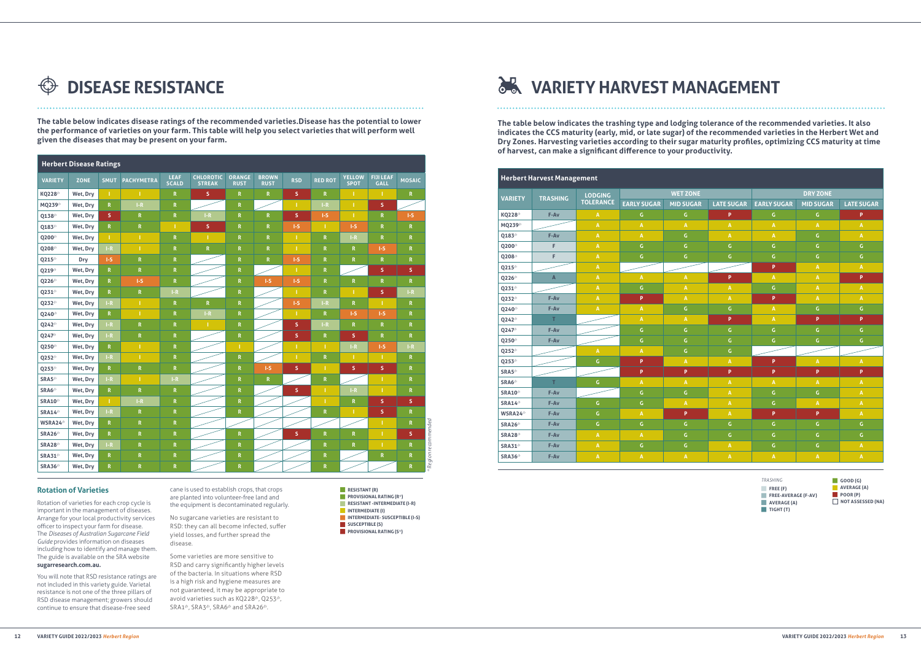# DISEASE RESISTANCE

**The table below indicates disease ratings of the recommended varieties.Disease has the potential to lower the performance of varieties on your farm. This table will help you select varieties that will perform well given the diseases that may be present on your farm.**

**Herbert Disease Ratings**

| VARIETY | ZONE | SMUT | PACHYMETRA | LEAF SCALD | CHLOROTIC STREAK | ORANGE RUST | BROWN RUST | RSD | RED ROT | YELLOW SPOT | FIJI LEAF GALL | MOSAIC |
|---|---|---|---|---|---|---|---|---|---|---|---|---|
| KQ228 | Wet, Dry | I | I | R | S | R | R | S | R | I | I | R |
| MQ239 | Wet, Dry | R | I-R | R | | R | | I | I-R | I | S | |
| Q138 | Wet, Dry | S | R | R | I-R | R | R | S | I-S | I | R | I-S |
| Q183 | Wet, Dry | R | R | I | S | R | R | I-S | I | I-S | R | R |
| Q200 | Wet, Dry | I | I | R | I | R | R | I | R | I-R | R | R |
| Q208 | Wet, Dry | I-R | I | R | R | R | R | I | R | R | I-S | R |
| Q215 | Dry | I-S | R | R | | R | R | I-S | R | R | R | R |
| Q219 | Wet, Dry | R | R | R | | R | | I | R | | S | S |
| Q226 | Wet, Dry | R | I-S | R | | R | I-S | I-S | R | R | R | R |
| Q231 | Wet, Dry | R | R | I-R | | R | | I | R | I | S | I-R |
| Q232 | Wet, Dry | I-R | I | R | R | R | | I-S | I-R | R | I | R |
| Q240 | Wet, Dry | R | I | R | I-R | R | | I | R | I-S | I-S | R |
| Q242 | Wet, Dry | I-R | R | R | I | R | | S | I-R | R | R | R |
| Q247 | Wet, Dry | I-R | R | R | | R | | S | R | S | R | R |
| Q250 | Wet, Dry | R | I | R | | I | | I | I | I-R | I-S | I-R |
| Q252 | Wet, Dry | I-R | I | R | | R | | I | R | I | I | R |
| Q253 | Wet, Dry | R | R | R | | R | I-S | S | I | S | S | R |
| SRA5 | Wet, Dry | I-R | I | I-R | | R | R | | R | | I | R |
| SRA6 | Wet, Dry | R | R | R | | R | | S | I | I-R | I | R |
| SRA10 | Wet, Dry | I | I-R | R | | R | | | I | R | S | S |
| SRA14 | Wet, Dry | I-R | R | R | | R | | | R | I | S | R |
| WSRA24* | Wet, Dry | R | R | R | | | | | | | I | R |
| SRA26 | Wet, Dry | R | R | R | | R | | S | R | R | I | S |
| SRA28 | Wet, Dry | I-R | R | R | | R | | | R | R | I | R |
| SRA31 | Wet, Dry | R | R | R | | R | | | R | | R | R |
| SRA36 | Wet, Dry | R | R | R | | R | | | R | | | R |

*Regional recommended

RESISTANT (R)
PROVISIONAL RATING (R*)
RESISTANT -INTERMEDIATE (I-R)
INTERMEDIATE (I)
INTERMEDIATE- SUSCEPTIBLE (I-S)
SUSCEPTIBLE (S)
PROVISIONAL RATING (S*)

### Rotation of Varieties

Rotation of varieties for each crop cycle is important in the management of diseases. Arrange for your local productivity services officer to inspect your farm for disease. The *Diseases of Australian Sugarcane Field Guide* provides information on diseases including how to identify and manage them. The guide is available on the SRA website **sugarresearch.com.au.**

You will note that RSD resistance ratings are not included in this variety guide. Varietal resistance is not one of the three pillars of RSD disease management; growers should continue to ensure that disease-free seed cane is used to establish crops, that crops are planted into volunteer-free land and the equipment is decontaminated regularly.

No sugarcane varieties are resistant to RSD: they can all become infected, suffer yield losses, and further spread the disease.

Some varieties are more sensitive to RSD and carry significantly higher levels of the bacteria. In situations where RSD is a high risk and hygiene measures are not guaranteed, it may be appropriate to avoid varieties such as KQ228, Q253, SRA1, SRA3, SRA6 and SRA26.

# VARIETY HARVEST MANAGEMENT

**The table below indicates the trashing type and lodging tolerance of the recommended varieties. It also indicates the CCS maturity (early, mid, or late sugar) of the recommended varieties in the Herbert Wet and Dry Zones. Harvesting varieties according to their sugar maturity profiles, optimizing CCS maturity at time of harvest, can make a significant difference to your productivity.**

**Herbert Harvest Management**

| VARIETY | TRASHING | LODGING TOLERANCE | WET ZONE | | | DRY ZONE | | |
|---|---|---|---|---|---|---|---|---|
| | | | EARLY SUGAR | MID SUGAR | LATE SUGAR | EARLY SUGAR | MID SUGAR | LATE SUGAR |
| KQ228 | F-Av | A | G | G | P | G | G | P |
| MQ239 | | A | A | A | A | A | A | A |
| Q183 | F-Av | A | A | G | A | A | G | A |
| Q200 | F | A | G | G | G | G | G | G |
| Q208 | F | A | G | G | G | G | G | G |
| Q215 | | A | | | | P | A | A |
| Q226 | A | A | A | A | P | A | A | P |
| Q231 | | A | G | A | A | G | A | A |
| Q232 | F-Av | A | P | A | A | P | A | A |
| Q240 | F-Av | A | A | G | G | A | G | G |
| Q242 | T | | A | A | P | A | P | P |
| Q247 | F-Av | | G | G | G | G | G | G |
| Q250 | F-Av | | G | G | G | G | G | G |
| Q252 | | A | A | G | G | | | |
| Q253 | | G | P | A | A | P | A | A |
| SRA5 | | | P | P | P | P | P | P |
| SRA6 | T | G | A | A | A | A | A | A |
| SRA10 | F-Av | | G | G | A | G | G | A |
| SRA14 | F-Av | G | G | A | A | G | A | A |
| WSRA24 | F-Av | G | A | P | A | P | P | A |
| SRA26 | F-Av | G | G | G | G | G | G | G |
| SRA28 | F-Av | A | A | G | G | G | G | G |
| SRA31 | F-Av | A | G | G | A | G | G | A |
| SRA36 | F-Av | A | A | A | A | A | A | A |

*TRASHING*
FREE (F)
FREE-AVERAGE (F-AV)
AVERAGE (A)
TIGHT (T)

GOOD (G)
AVERAGE (A)
POOR (P)
NOT ASSESSED (NA)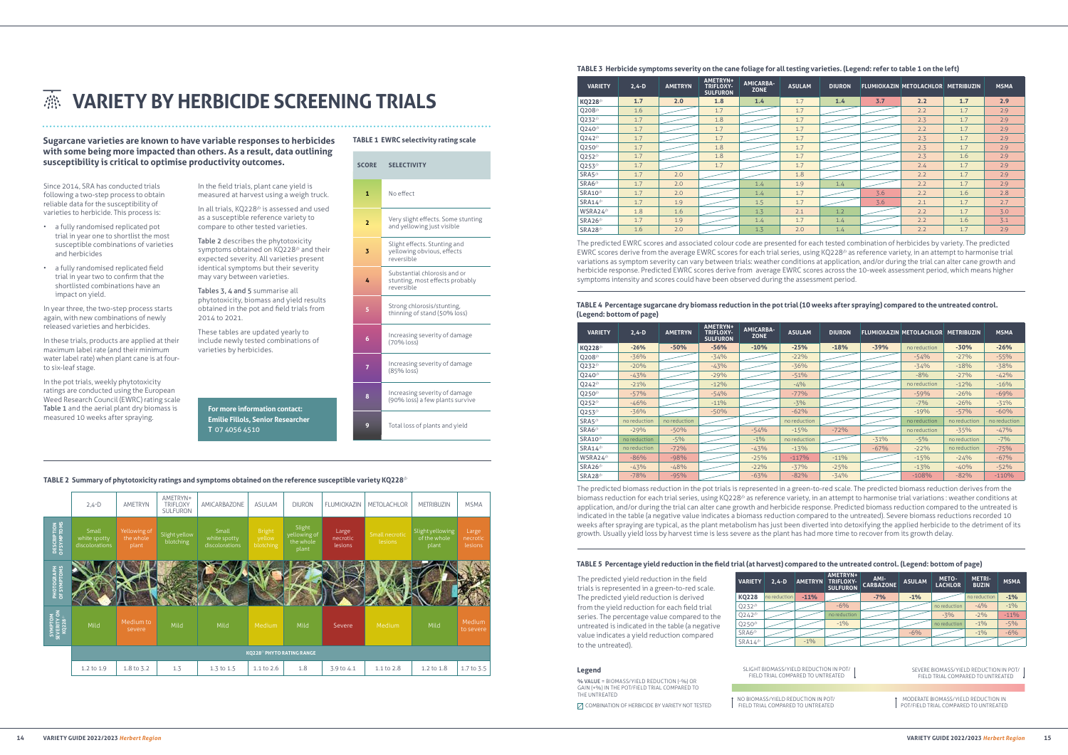# VARIETY BY HERBICIDE SCREENING TRIALS

**Sugarcane varieties are known to have variable responses to herbicides with some being more impacted than others. As a result, data outlining susceptibility is critical to optimise productivity outcomes.**

Since 2014, SRA has conducted trials following a two-step process to obtain reliable data for the susceptibility of varieties to herbicide. This process is:

- a fully randomised replicated pot trial in year one to shortlist the most susceptible combinations of varieties and herbicides
- a fully randomised replicated field trial in year two to confirm that the shortlisted combinations have an impact on yield.

In year three, the two-step process starts again, with new combinations of newly released varieties and herbicides.

In these trials, products are applied at their maximum label rate (and their minimum water label rate) when plant cane is at four-to six-leaf stage.

In the pot trials, weekly phytotoxicity ratings are conducted using the European Weed Research Council (EWRC) rating scale Table 1 and the aerial plant dry biomass is measured 10 weeks after spraying.

In the field trials, plant cane yield is measured at harvest using a weigh truck.

In all trials, KQ228$^{\Phi}$ is assessed and used as a susceptible reference variety to compare to other tested varieties.

Table 2 describes the phytotoxicity symptoms obtained on KQ228$^{\Phi}$ and their expected severity. All varieties present identical symptoms but their severity may vary between varieties.

Tables 3, 4 and 5 summarise all phytotoxicity, biomass and yield results obtained in the pot and field trials from 2014 to 2021.

These tables are updated yearly to include newly tested combinations of varieties by herbicides.

**For more information contact:**
**Emilie Fillols, Senior Researcher**
**T 07 4056 4510**

**TABLE 1 EWRC selectivity rating scale**

| SCORE | SELECTIVITY |
|---|---|
| 1 | No effect |
| 2 | Very slight effects. Some stunting and yellowing just visible |
| 3 | Slight effects. Stunting and yellowing obvious, effects reversible |
| 4 | Substantial chlorosis and or stunting, most effects probably reversible |
| 5 | Strong chlorosis/stunting, thinning of stand (50% loss) |
| 6 | Increasing severity of damage (70% loss) |
| 7 | Increasing severity of damage (85% loss) |
| 8 | Increasing severity of damage (90% loss) a few plants survive |
| 9 | Total loss of plants and yield |

**TABLE 2 Summary of phytotoxicity ratings and symptoms obtained on the reference susceptible variety KQ228$^{\Phi}$**

| | 2,4-D | AMETRYN | AMETRYN+ TRIFLOXY SULFURON | AMICARBAZONE | ASULAM | DIURON | FLUMIOXAZIN | METOLACHLOR | METRIBUZIN | MSMA |
|---|---|---|---|---|---|---|---|---|---|---|
| DESCRIPTION OF SYMPTOMS | Small white spotty discolorations | Yellowing of the whole plant | Slight yellow blotching | Small white spotty discolorations | Bright yellow blotching | Slight yellowing of the whole plant | Large necrotic lesions | Small necrotic lesions | Slight yellowing of the whole plant | Large necrotic lesions |
| PHOTOGRAPH OF SYMPTOMS | | | | | | | | | | |
| SYMPTOM SEVERITY ON KQ228$^{\Phi}$ | Mild | Medium to severe | Mild | Mild | Medium | Mild | Severe | Medium | Mild | Medium to severe |
| KQ228$^{\Phi}$ PHYTO RATING RANGE | 1.2 to 1.9 | 1.8 to 3.2 | 1.3 | 1.3 to 1.5 | 1.1 to 2.6 | 1.8 | 3.9 to 4.1 | 1.1 to 2.8 | 1.2 to 1.8 | 1.7 to 3.5 |

**TABLE 3 Herbicide symptoms severity on the cane foliage for all testing varieties. (Legend: refer to table 1 on the left)**

| VARIETY | 2,4-D | AMETRYN | AMETRYN+ TRIFLOXY-SULFURON | AMICARBA-ZONE | ASULAM | DIURON | FLUMIOXAZIN | METOLACHLOR | METRIBUZIN | MSMA |
|---|---|---|---|---|---|---|---|---|---|---|
| **KQ228$^{\Phi}$** | **1.7** | **2.0** | **1.8** | **1.4** | 1.7 | **1.4** | **3.7** | **2.2** | **1.7** | **2.9** |
| Q208$^{\Phi}$ | 1.6 | | 1.7 | | 1.7 | | | 2.2 | 1.7 | 2.9 |
| Q232$^{\Phi}$ | 1.7 | | 1.8 | | 1.7 | | | 2.3 | 1.7 | 2.9 |
| Q240$^{\Phi}$ | 1.7 | | 1.7 | | 1.7 | | | 2.2 | 1.7 | 2.9 |
| Q242$^{\Phi}$ | 1.7 | | 1.7 | | 1.7 | | | 2.3 | 1.7 | 2.9 |
| Q250$^{\Phi}$ | 1.7 | | 1.8 | | 1.7 | | | 2.3 | 1.7 | 2.9 |
| Q252$^{\Phi}$ | 1.7 | | 1.8 | | 1.7 | | | 2.3 | 1.6 | 2.9 |
| Q253$^{\Phi}$ | 1.7 | | 1.7 | | 1.7 | | | 2.4 | 1.7 | 2.9 |
| SRA5$^{\Phi}$ | 1.7 | 2.0 | | | 1.8 | | | 2.2 | 1.7 | 2.9 |
| SRA6$^{\Phi}$ | 1.7 | 2.0 | | 1.4 | 1.9 | 1.4 | | 2.2 | 1.7 | 2.9 |
| SRA10$^{\Phi}$ | 1.7 | 2.0 | | 1.4 | 1.7 | | 3.6 | 2.2 | 1.6 | 2.8 |
| SRA14$^{\Phi}$ | 1.7 | 1.9 | | 1.5 | 1.7 | | 3.6 | 2.1 | 1.7 | 2.7 |
| WSRA24$^{\Phi}$ | 1.8 | 1.6 | | 1.3 | 2.1 | 1.2 | | 2.2 | 1.7 | 3.0 |
| SRA26$^{\Phi}$ | 1.7 | 1.9 | | 1.4 | 1.7 | 1.4 | | 2.2 | 1.6 | 3.1 |
| SRA28$^{\Phi}$ | 1.6 | 2.0 | | 1.3 | 2.0 | 1.4 | | 2.2 | 1.7 | 2.9 |

The predicted EWRC scores and associated colour code are presented for each tested combination of herbicides by variety. The predicted EWRC scores derive from the average EWRC scores for each trial series, using KQ228$^{\Phi}$ as reference variety, in an attempt to harmonise trial variations as symptom severity can vary between trials: weather conditions at application, and/or during the trial can alter cane growth and herbicide response. Predicted EWRC scores derive from average EWRC scores across the 10-week assessment period, which means higher symptoms intensity and scores could have been observed during the assessment period.

**TABLE 4 Percentage sugarcane dry biomass reduction in the pot trial (10 weeks after spraying) compared to the untreated control. (Legend: bottom of page)**

| VARIETY | 2,4-D | AMETRYN | AMETRYN+ TRIFLOXY-SULFURON | AMICARBA-ZONE | ASULAM | DIURON | FLUMIOXAZIN | METOLACHLOR | METRIBUZIN | MSMA |
|---|---|---|---|---|---|---|---|---|---|---|
| **KQ228$^{\Phi}$** | **-26%** | **-50%** | **-56%** | **-10%** | **-25%** | **-18%** | **-39%** | no reduction | **-30%** | **-26%** |
| Q208$^{\Phi}$ | -36% | | -34% | | -22% | | | -54% | -27% | -55% |
| Q232$^{\Phi}$ | -20% | | -43% | | -36% | | | -34% | -18% | -38% |
| Q240$^{\Phi}$ | -43% | | -29% | | -51% | | | -8% | -27% | -42% |
| Q242$^{\Phi}$ | -21% | | -12% | | -4% | | | no reduction | -12% | -16% |
| Q250$^{\Phi}$ | -57% | | -54% | | -77% | | | -59% | -26% | -69% |
| Q252$^{\Phi}$ | -46% | | -11% | | -3% | | | -7% | -26% | -31% |
| Q253$^{\Phi}$ | -36% | | -50% | | -62% | | | -19% | -57% | -60% |
| SRA5$^{\Phi}$ | no reduction | no reduction | | | no reduction | | | no reduction | no reduction | no reduction |
| SRA6$^{\Phi}$ | -29% | -50% | | -54% | -15% | -72% | | no reduction | -35% | -47% |
| SRA10$^{\Phi}$ | no reduction | -5% | | -1% | no reduction | | -31% | -5% | no reduction | -7% |
| SRA14$^{\Phi}$ | no reduction | -72% | | -43% | -13% | | -67% | -22% | no reduction | -75% |
| WSRA24$^{\Phi}$ | -86% | -98% | | -25% | -117% | -11% | | -15% | -24% | -67% |
| SRA26$^{\Phi}$ | -43% | -48% | | -22% | -37% | -25% | | -13% | -40% | -52% |
| SRA28$^{\Phi}$ | -78% | -95% | | -63% | -82% | -34% | | -108% | -82% | -110% |

The predicted biomass reduction in the pot trials is represented in a green-to-red scale. The predicted biomass reduction derives from the biomass reduction for each trial series, using KQ228$^{\Phi}$ as reference variety, in an attempt to harmonise trial variations: weather conditions at application, and/or during the trial can alter cane growth and herbicide response. Predicted biomass reduction compared to the untreated is indicated in the table (a negative value indicates a biomass reduction compared to the untreated). Severe biomass reductions recorded 10 weeks after spraying are typical, as the plant metabolism has just been diverted into detoxifying the applied herbicide to the detriment of its growth. Usually yield loss by harvest time is less severe as the plant has had more time to recover from its growth delay.

**TABLE 5 Percentage yield reduction in the field trial (at harvest) compared to the untreated control. (Legend: bottom of page)**

The predicted yield reduction in the field trials is represented in a green-to-red scale. The predicted yield reduction is derived from the yield reduction for each field trial series. The percentage value compared to the untreated is indicated in the table (a negative value indicates a yield reduction compared to the untreated).

| VARIETY | 2,4-D | AMETRYN | AMETRYN+ TRIFLOXY-SULFURON | AMI-CARBAZONE | ASULAM | METO-LACHLOR | METRI-BUZIN | MSMA |
|---|---|---|---|---|---|---|---|---|
| **KQ228** | no reduction | **-11%** | | **-7%** | **-1%** | | no reduction | **-1%** |
| Q232$^{\Phi}$ | | | -6% | | | no reduction | -4% | -1% |
| Q242$^{\Phi}$ | | | no reduction | | | -3% | -2% | -11% |
| Q250$^{\Phi}$ | | | -1% | | | no reduction | -1% | -5% |
| SRA6$^{\Phi}$ | | | | | -6% | | -1% | -6% |
| SRA14$^{\Phi}$ | | -1% | | | | | | |

**Legend**

**% VALUE** = BIOMASS/YIELD REDUCTION (-%) OR GAIN (+%) IN THE POT/FIELD TRIAL COMPARED TO THE UNTREATED

COMBINATION OF HERBICIDE BY VARIETY NOT TESTED

NO BIOMASS/YIELD REDUCTION IN POT/FIELD TRIAL COMPARED TO UNTREATED

SLIGHT BIOMASS/YIELD REDUCTION IN POT/FIELD TRIAL COMPARED TO UNTREATED

MODERATE BIOMASS/YIELD REDUCTION IN POT/FIELD TRIAL COMPARED TO UNTREATED

SEVERE BIOMASS/YIELD REDUCTION IN POT/FIELD TRIAL COMPARED TO UNTREATED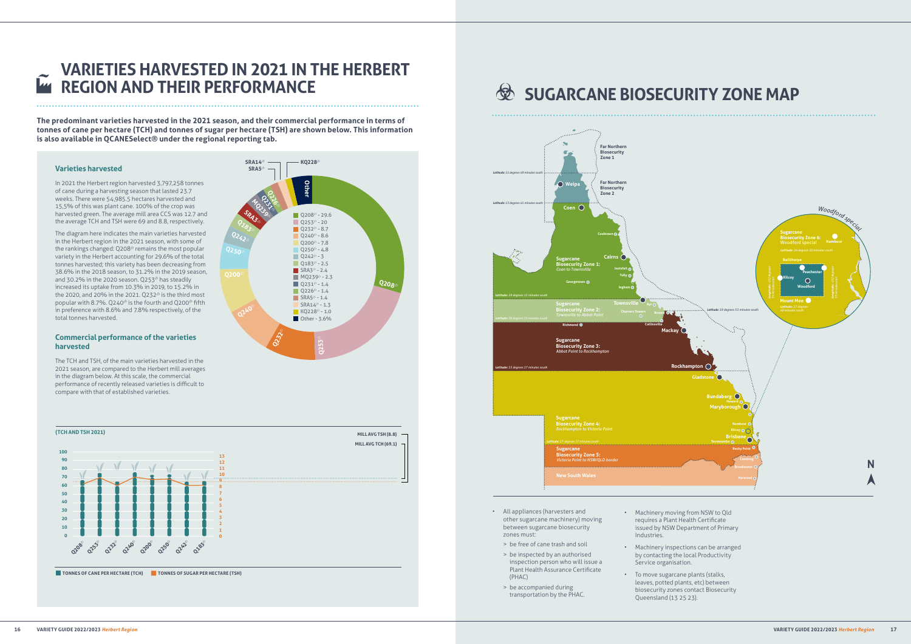# VARIETIES HARVESTED IN 2021 IN THE HERBERT REGION AND THEIR PERFORMANCE

**The predominant varieties harvested in the 2021 season, and their commercial performance in terms of tonnes of cane per hectare (TCH) and tonnes of sugar per hectare (TSH) are shown below. This information is also available in QCANESelect® under the regional reporting tab.**

### Varieties harvested

In 2021 the Herbert region harvested 3,797,258 tonnes of cane during a harvesting season that lasted 23.7 weeks. There were 54,985.5 hectares harvested and 15.5% of this was plant cane. 100% of the crop was harvested green. The average mill area CCS was 12.7 and the average TCH and TSH were 69 and 8.8, respectively.

The diagram here indicates the main varieties harvested in the Herbert region in the 2021 season, with some of the rankings changed: Q208⍉ remains the most popular variety in the Herbert accounting for 29.6% of the total tonnes harvested; this variety has been decreasing from 38.6% in the 2018 season, to 31.2% in the 2019 season, and 30.2% in the 2020 season. Q253⍉ has steadily increased its uptake from 10.3% in 2019, to 15.2% in the 2020, and 20% in the 2021. Q232⍉ is the third most popular with 8.7%. Q240⍉ is the fourth and Q200⍉ fifth in preference with 8.6% and 7.8% respectively, of the total tonnes harvested.

| Variety | % |
|---|---|
| Q208⍉ | 29.6 |
| Q253⍉ | 20 |
| Q232⍉ | 8.7 |
| Q240⍉ | 8.6 |
| Q200⍉ | 7.8 |
| Q250⍉ | 4.8 |
| Q242⍉ | 3 |
| Q183⍉ | 2.5 |
| SRA3⍉ | 2.4 |
| MQ239⍉ | 2.3 |
| Q231⍉ | 1.4 |
| Q226⍉ | 1.4 |
| SRA5⍉ | 1.4 |
| SRA14⍉ | 1.3 |
| KQ228⍉ | 1.0 |
| Other | 3.6% |

### Commercial performance of the varieties harvested

The TCH and TSH, of the main varieties harvested in the 2021 season, are compared to the Herbert mill averages in the diagram below. At this scale, the commercial performance of recently released varieties is difficult to compare with that of established varieties.

**(TCH AND TSH 2021)**

MILL AVG TSH (8.8) · MILL AVG TCH (69.1)

Varieties: Q208⍉, Q253⍉, Q232⍉, Q240⍉, Q200⍉, Q250⍉, Q242⍉, Q183⍉

TONNES OF CANE PER HECTARE (TCH) · TONNES OF SUGAR PER HECTARE (TSH)

# SUGARCANE BIOSECURITY ZONE MAP

- Far Northern Biosecurity Zone 1
- Far Northern Biosecurity Zone 2
- Sugarcane Biosecurity Zone 1: *Coen to Townsville*
- Sugarcane Biosecurity Zone 2: *Townsville to Abbot Point*
- Sugarcane Biosecurity Zone 3: *Abbot Point to Rockhampton*
- Sugarcane Biosecurity Zone 4: *Rockhampton to Victoria Point*
- Sugarcane Biosecurity Zone 5: *Victoria Point to NSW/QLD border*
- Sugarcane Biosecurity Zone 6: Woodford special
- New South Wales

- All appliances (harvesters and other sugarcane machinery) moving between sugarcane biosecurity zones must:
  - > be free of cane trash and soil
  - > be inspected by an authorised inspection person who will issue a Plant Health Assurance Certificate (PHAC)
  - > be accompanied during transportation by the PHAC.
- Machinery moving from NSW to Qld requires a Plant Health Certificate issued by NSW Department of Primary Industries.
- Machinery inspections can be arranged by contacting the local Productivity Service organisation.
- To move sugarcane plants (stalks, leaves, potted plants, etc) between biosecurity zones contact Biosecurity Queensland (13 25 23).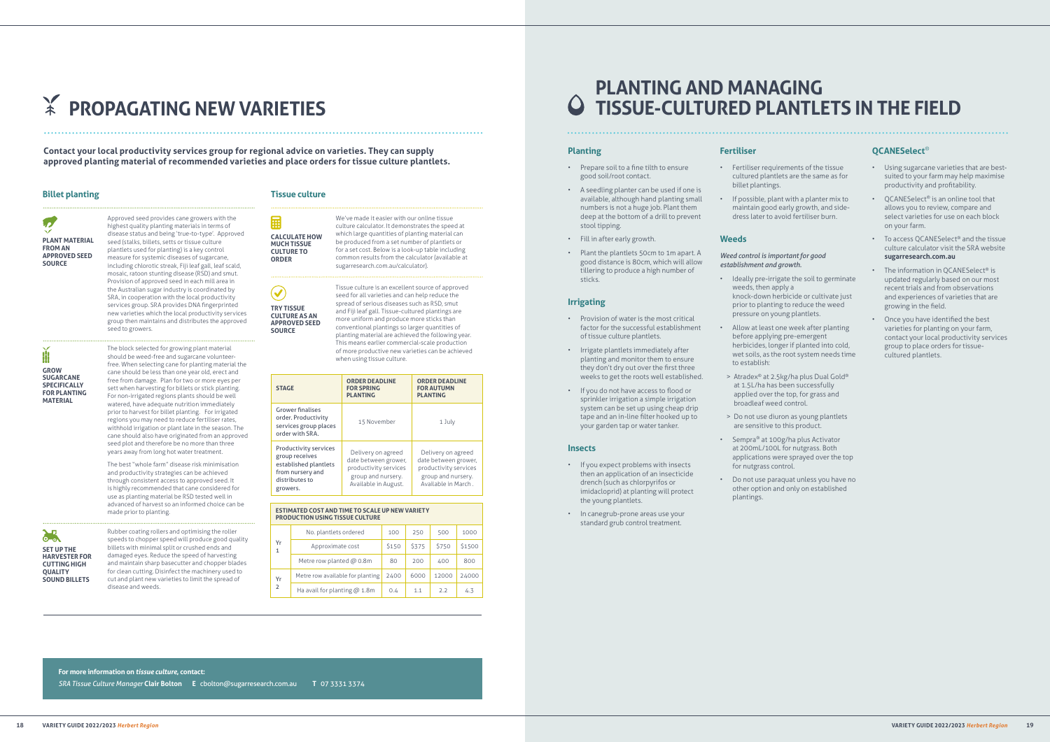# PROPAGATING NEW VARIETIES

**Contact your local productivity services group for regional advice on varieties. They can supply approved planting material of recommended varieties and place orders for tissue culture plantlets.**

## Billet planting

**PLANT MATERIAL FROM AN APPROVED SEED SOURCE**

Approved seed provides cane growers with the highest quality planting materials in terms of disease status and being 'true-to-type'. Approved seed (stalks, billets, setts or tissue culture plantlets used for planting) is a key control measure for systemic diseases of sugarcane, including chlorotic streak, Fiji leaf gall, leaf scald, mosaic, ratoon stunting disease (RSD) and smut. Provision of approved seed in each mill area in the Australian sugar industry is coordinated by SRA, in cooperation with the local productivity services group. SRA provides DNA fingerprinted new varieties which the local productivity services group then maintains and distributes the approved seed to growers.

**GROW SUGARCANE SPECIFICALLY FOR PLANTING MATERIAL**

The block selected for growing plant material should be weed-free and sugarcane volunteer-free. When selecting cane for planting material the cane should be less than one year old, erect and free from damage. Plan for two or more eyes per sett when harvesting for billets or stick planting. For non-irrigated regions plants should be well watered, have adequate nutrition immediately prior to harvest for billet planting. For irrigated regions you may need to reduce fertiliser rates, withhold irrigation or plant late in the season. The cane should also have originated from an approved seed plot and therefore be no more than three years away from long hot water treatment.

The best "whole farm" disease risk minimisation and productivity strategies can be achieved through consistent access to approved seed. It is highly recommended that cane considered for use as planting material be RSD tested well in advanced of harvest so an informed choice can be made prior to planting.

**SET UP THE HARVESTER FOR CUTTING HIGH QUALITY SOUND BILLETS**

Rubber coating rollers and optimising the roller speeds to chopper speed will produce good quality billets with minimal split or crushed ends and damaged eyes. Reduce the speed of harvesting and maintain sharp basecutter and chopper blades for clean cutting. Disinfect the machinery used to cut and plant new varieties to limit the spread of disease and weeds.

## Tissue culture

**CALCULATE HOW MUCH TISSUE CULTURE TO ORDER**

We've made it easier with our online tissue culture calculator. It demonstrates the speed at which large quantities of planting material can be produced from a set number of plantlets or for a set cost. Below is a look-up table including common results from the calculator (available at sugarresearch.com.au/calculator).

**TRY TISSUE CULTURE AS AN APPROVED SEED SOURCE**

Tissue culture is an excellent source of approved seed for all varieties and can help reduce the spread of serious diseases such as RSD, smut and Fiji leaf gall. Tissue-cultured plantings are more uniform and produce more sticks than conventional plantings so larger quantities of planting material are achieved the following year. This means earlier commercial-scale production of more productive new varieties can be achieved when using tissue culture.

| STAGE | ORDER DEADLINE FOR SPRING PLANTING | ORDER DEADLINE FOR AUTUMN PLANTING |
|---|---|---|
| Grower finalises order. Productivity services group places order with SRA. | 15 November | 1 July |
| Productivity services group receives established plantlets from nursery and distributes to growers. | Delivery on agreed date between grower, productivity services group and nursery. Available in August. | Delivery on agreed date between grower, productivity services group and nursery. Available in March . |

**ESTIMATED COST AND TIME TO SCALE UP NEW VARIETY PRODUCTION USING TISSUE CULTURE**

| | | | | | |
|---|---|---|---|---|---|
| Yr 1 | No. plantlets ordered | 100 | 250 | 500 | 1000 |
| | Approximate cost | $150 | $375 | $750 | $1500 |
| | Metre row planted @ 0.8m | 80 | 200 | 400 | 800 |
| Yr 2 | Metre row available for planting | 2400 | 6000 | 12000 | 24000 |
| | Ha avail for planting @ 1.8m | 0.4 | 1.1 | 2.2 | 4.3 |

**For more information on *tissue culture*, contact:**

*SRA Tissue Culture Manager* **Clair Bolton** **E** cbolton@sugarresearch.com.au **T** 07 3331 3374

# PLANTING AND MANAGING TISSUE-CULTURED PLANTLETS IN THE FIELD

## Planting

- Prepare soil to a fine tilth to ensure good soil/root contact.
- A seedling planter can be used if one is available, although hand planting small numbers is not a huge job. Plant them deep at the bottom of a drill to prevent stool tipping.
- Fill in after early growth.
- Plant the plantlets 50cm to 1m apart. A good distance is 80cm, which will allow tillering to produce a high number of sticks.

## Irrigating

- Provision of water is the most critical factor for the successful establishment of tissue culture plantlets.
- Irrigate plantlets immediately after planting and monitor them to ensure they don't dry out over the first three weeks to get the roots well established.
- If you do not have access to flood or sprinkler irrigation a simple irrigation system can be set up using cheap drip tape and an in-line filter hooked up to your garden tap or water tanker.

## Insects

- If you expect problems with insects then an application of an insecticide drench (such as chlorpyrifos or imidacloprid) at planting will protect the young plantlets.
- In canegrub-prone areas use your standard grub control treatment.

## Fertiliser

- Fertiliser requirements of the tissue cultured plantlets are the same as for billet plantings.
- If possible, plant with a planter mix to maintain good early growth, and side-dress later to avoid fertiliser burn.

## Weeds

*Weed control is important for good establishment and growth.*

- Ideally pre-irrigate the soil to germinate weeds, then apply a knock-down herbicide or cultivate just prior to planting to reduce the weed pressure on young plantlets.
- Allow at least one week after planting before applying pre-emergent herbicides, longer if planted into cold, wet soils, as the root system needs time to establish:
  - > Atradex® at 2.5kg/ha plus Dual Gold® at 1.5L/ha has been successfully applied over the top, for grass and broadleaf weed control.
  - > Do not use diuron as young plantlets are sensitive to this product.
- Sempra® at 100g/ha plus Activator at 200mL/100L for nutgrass. Both applications were sprayed over the top for nutgrass control.
- Do not use paraquat unless you have no other option and only on established plantings.

## QCANESelect®

- Using sugarcane varieties that are best-suited to your farm may help maximise productivity and profitability.
- QCANESelect® is an online tool that allows you to review, compare and select varieties for use on each block on your farm.
- To access QCANESelect® and the tissue culture calculator visit the SRA website **sugarresearch.com.au**
- The information in QCANESelect® is updated regularly based on our most recent trials and from observations and experiences of varieties that are growing in the field.
- Once you have identified the best varieties for planting on your farm, contact your local productivity services group to place orders for tissue-cultured plantlets.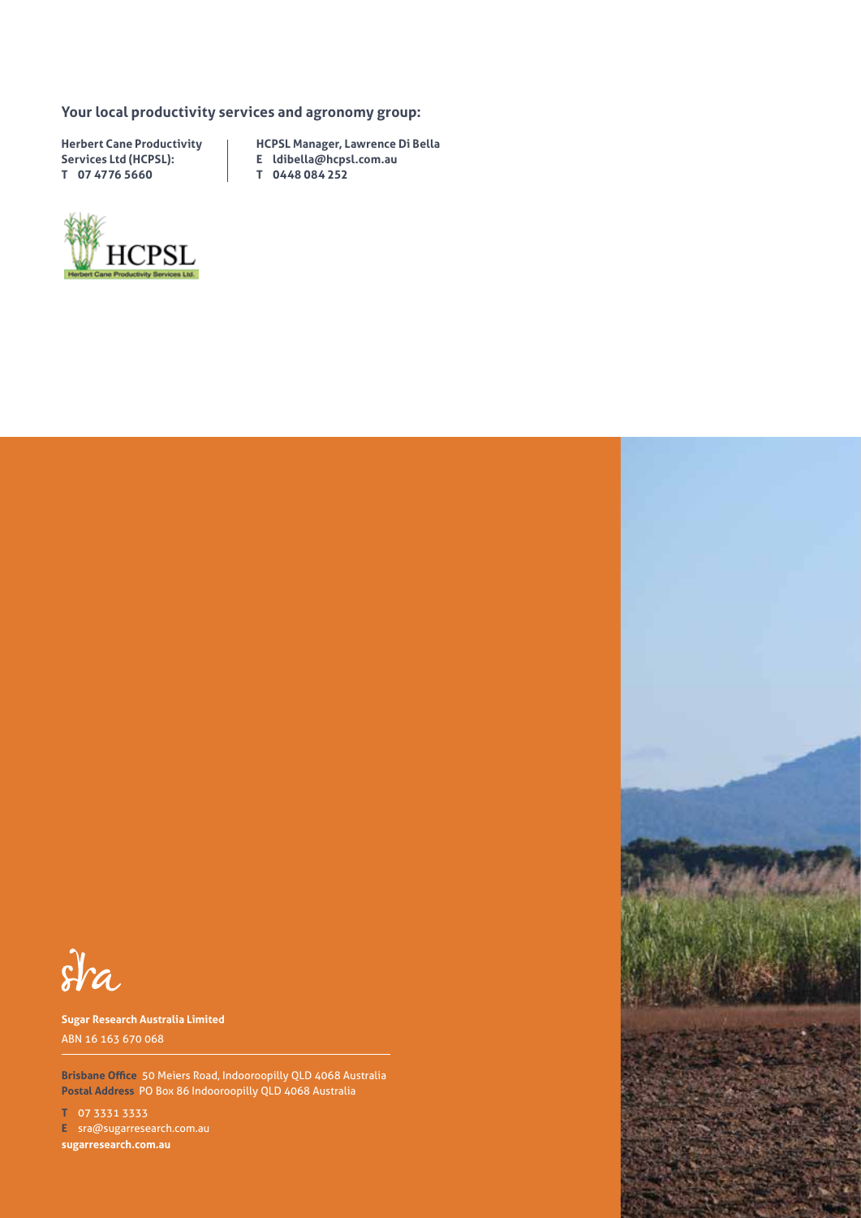**Your local productivity services and agronomy group:**

**Herbert Cane Productivity Services Ltd (HCPSL):**
**T 07 4776 5660**

**HCPSL Manager, Lawrence Di Bella**
**E ldibella@hcpsl.com.au**
**T 0448 084 252**

**Sugar Research Australia Limited**
ABN 16 163 670 068

**Brisbane Office** 50 Meiers Road, Indooroopilly QLD 4068 Australia
**Postal Address** PO Box 86 Indooroopilly QLD 4068 Australia

T 07 3331 3333
E sra@sugarresearch.com.au
**sugarresearch.com.au**